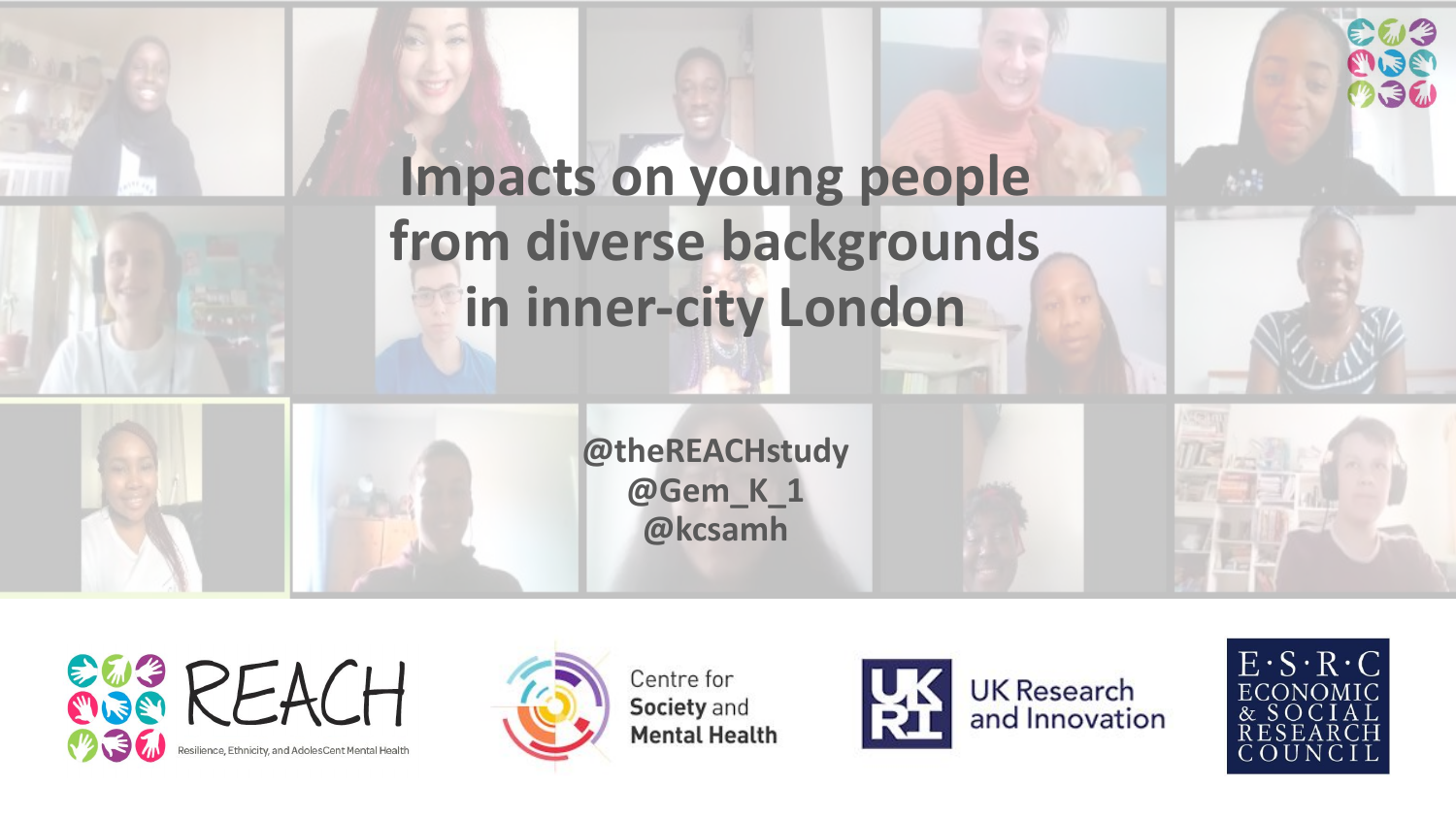# Impacts on young people from diverse backgrounds in inner-city London

**@theREACHstudy**
**@Gem_K_1**
**@kcsamh**

REACH
Resilience, Ethnicity, and AdolesCent Mental Health

Centre for Society and Mental Health

UK Research and Innovation

E·S·R·C ECONOMIC & SOCIAL RESEARCH COUNCIL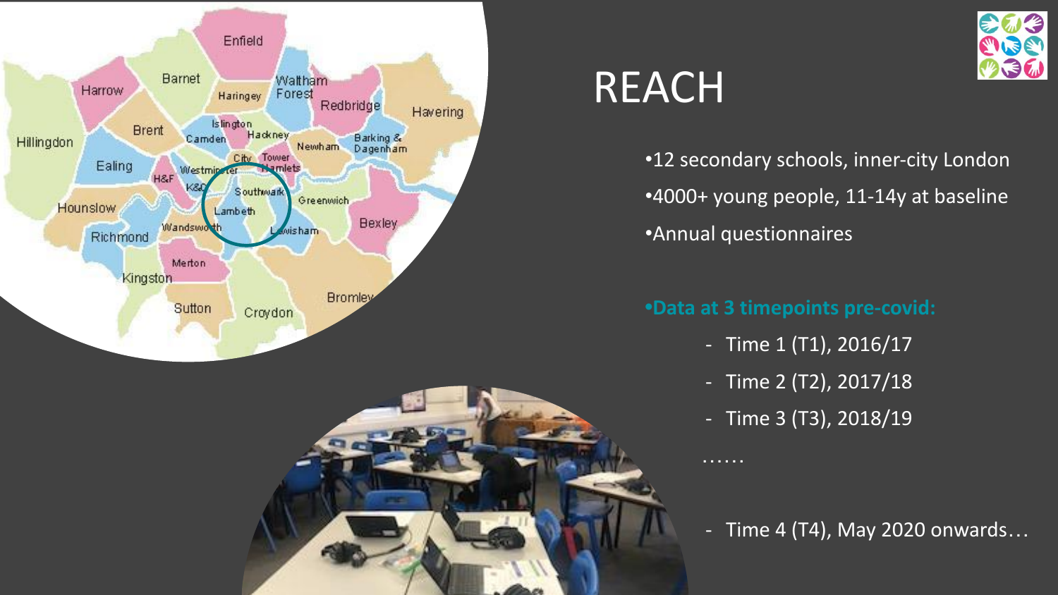# REACH

- 12 secondary schools, inner-city London
- 4000+ young people, 11-14y at baseline
- Annual questionnaires

**Data at 3 timepoints pre-covid:**

- Time 1 (T1), 2016/17
- Time 2 (T2), 2017/18
- Time 3 (T3), 2018/19

……

- Time 4 (T4), May 2020 onwards…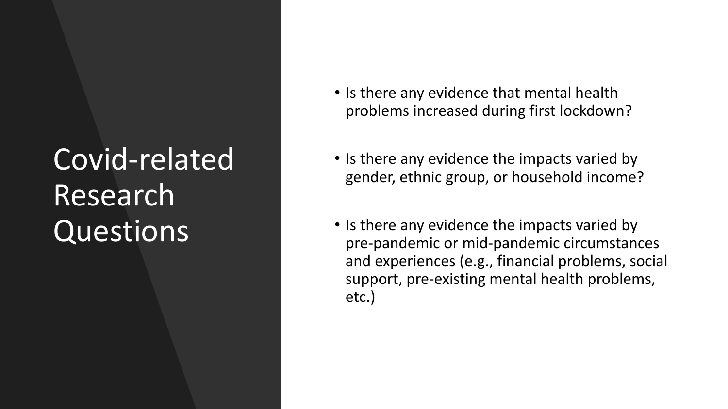# Covid-related Research Questions

- Is there any evidence that mental health problems increased during first lockdown?
- Is there any evidence the impacts varied by gender, ethnic group, or household income?
- Is there any evidence the impacts varied by pre-pandemic or mid-pandemic circumstances and experiences (e.g., financial problems, social support, pre-existing mental health problems, etc.)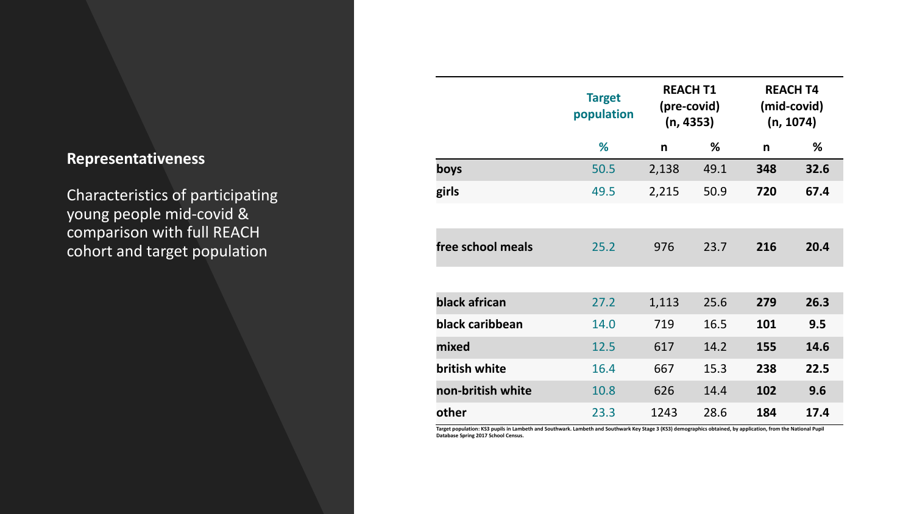**Representativeness**

Characteristics of participating young people mid-covid & comparison with full REACH cohort and target population

| | Target population | REACH T1 (pre-covid) (n, 4353) | | REACH T4 (mid-covid) (n, 1074) | |
|---|---|---|---|---|---|
| | % | n | % | n | % |
| **boys** | 50.5 | 2,138 | 49.1 | **348** | **32.6** |
| **girls** | 49.5 | 2,215 | 50.9 | **720** | **67.4** |
| **free school meals** | 25.2 | 976 | 23.7 | **216** | **20.4** |
| **black african** | 27.2 | 1,113 | 25.6 | **279** | **26.3** |
| **black caribbean** | 14.0 | 719 | 16.5 | **101** | **9.5** |
| **mixed** | 12.5 | 617 | 14.2 | **155** | **14.6** |
| **british white** | 16.4 | 667 | 15.3 | **238** | **22.5** |
| **non-british white** | 10.8 | 626 | 14.4 | **102** | **9.6** |
| **other** | 23.3 | 1243 | 28.6 | **184** | **17.4** |

**Target population: KS3 pupils in Lambeth and Southwark. Lambeth and Southwark Key Stage 3 (KS3) demographics obtained, by application, from the National Pupil Database Spring 2017 School Census.**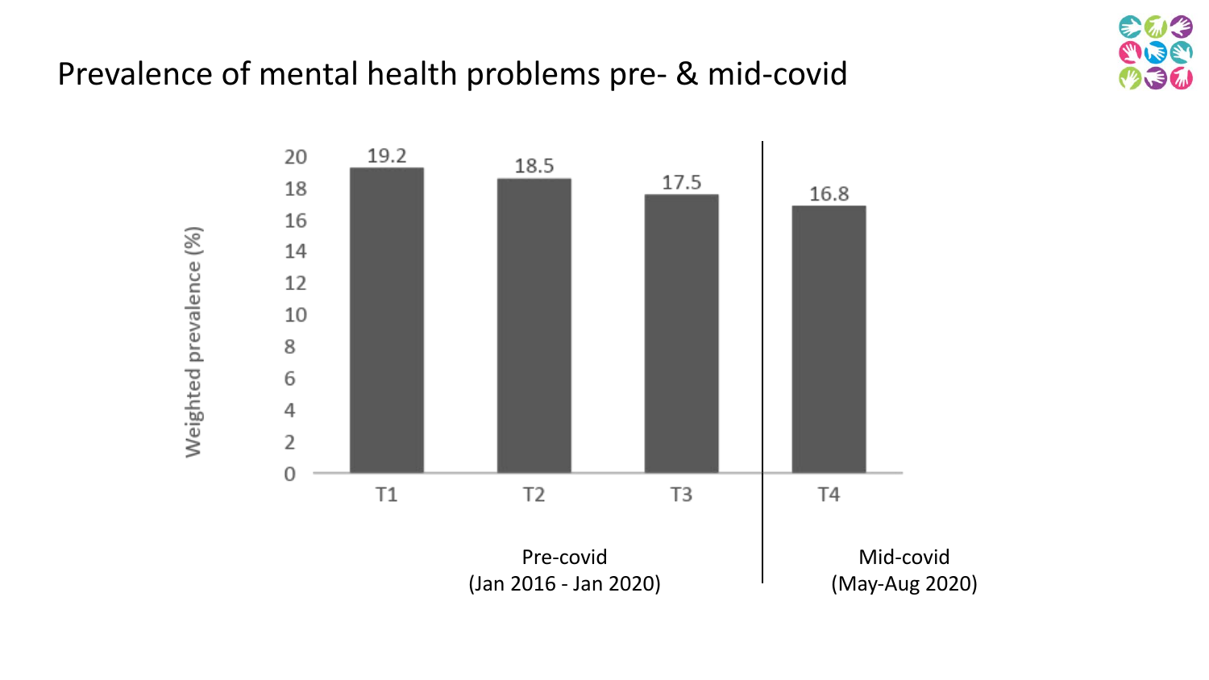# Prevalence of mental health problems pre- & mid-covid

| | T1 | T2 | T3 | T4 |
|---|---|---|---|---|
| Weighted prevalence (%) | 19.2 | 18.5 | 17.5 | 16.8 |

Pre-covid (Jan 2016 - Jan 2020) — T1, T2, T3

Mid-covid (May-Aug 2020) — T4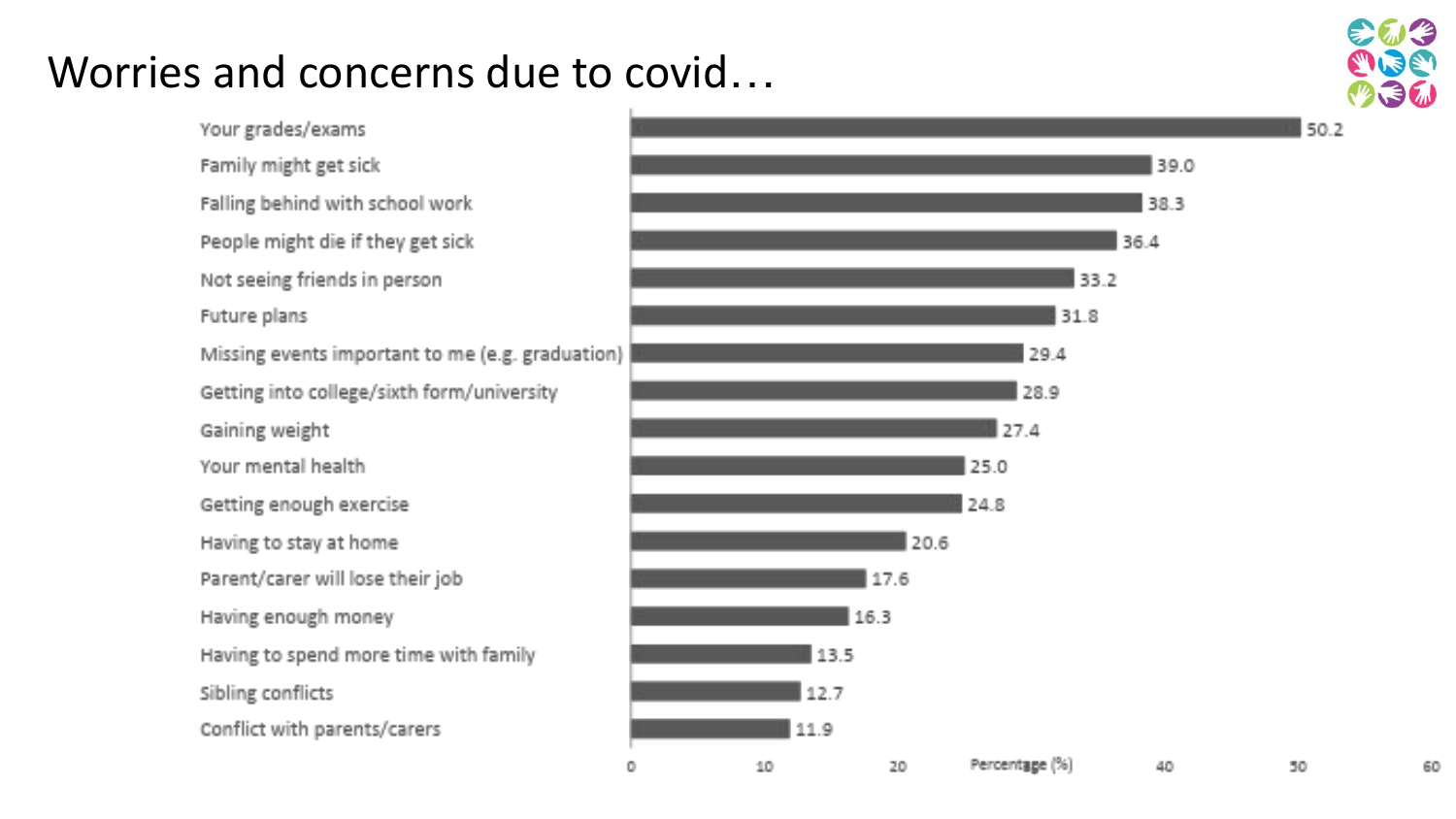# Worries and concerns due to covid…

| Worry/concern | Percentage (%) |
| --- | --- |
| Your grades/exams | 50.2 |
| Family might get sick | 39.0 |
| Falling behind with school work | 38.3 |
| People might die if they get sick | 36.4 |
| Not seeing friends in person | 33.2 |
| Future plans | 31.8 |
| Missing events important to me (e.g. graduation) | 29.4 |
| Getting into college/sixth form/university | 28.9 |
| Gaining weight | 27.4 |
| Your mental health | 25.0 |
| Getting enough exercise | 24.8 |
| Having to stay at home | 20.6 |
| Parent/carer will lose their job | 17.6 |
| Having enough money | 16.3 |
| Having to spend more time with family | 13.5 |
| Sibling conflicts | 12.7 |
| Conflict with parents/carers | 11.9 |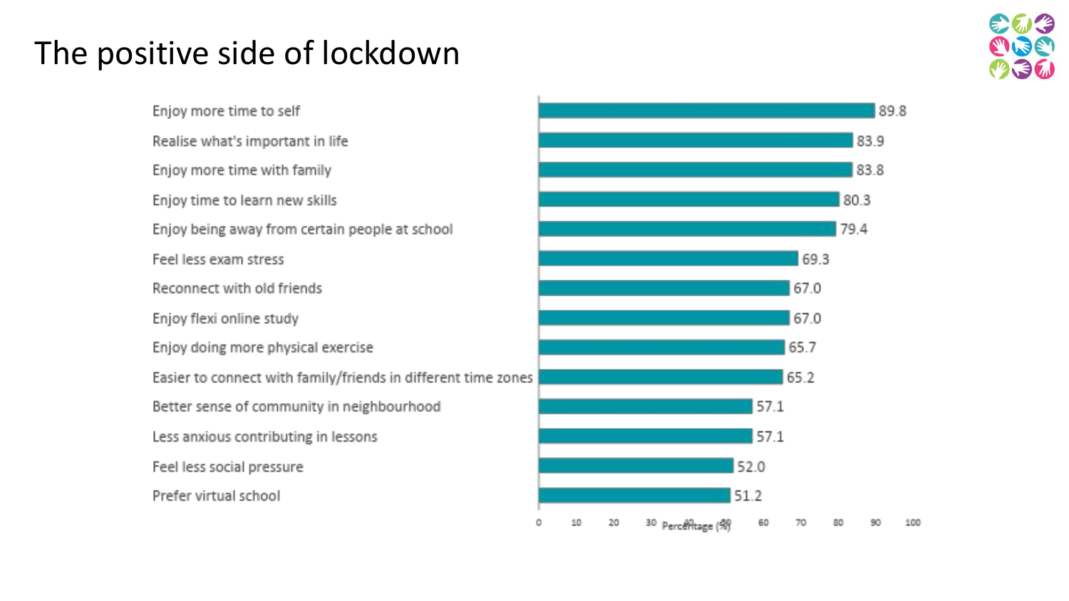# The positive side of lockdown

| Item | Percentage (%) |
| --- | --- |
| Enjoy more time to self | 89.8 |
| Realise what's important in life | 83.9 |
| Enjoy more time with family | 83.8 |
| Enjoy time to learn new skills | 80.3 |
| Enjoy being away from certain people at school | 79.4 |
| Feel less exam stress | 69.3 |
| Reconnect with old friends | 67.0 |
| Enjoy flexi online study | 67.0 |
| Enjoy doing more physical exercise | 65.7 |
| Easier to connect with family/friends in different time zones | 65.2 |
| Better sense of community in neighbourhood | 57.1 |
| Less anxious contributing in lessons | 57.1 |
| Feel less social pressure | 52.0 |
| Prefer virtual school | 51.2 |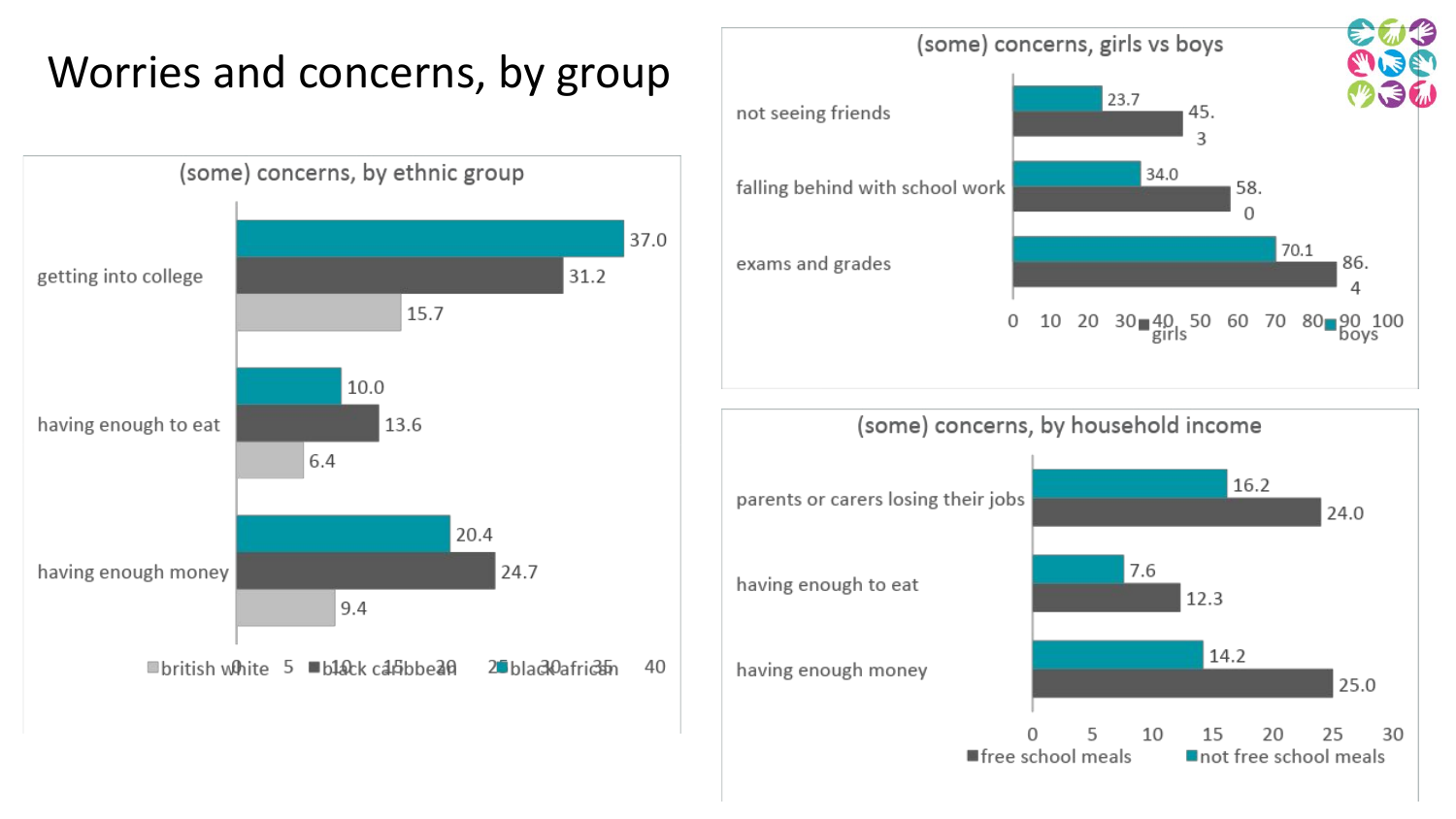# Worries and concerns, by group

## (some) concerns, by ethnic group

| | british white | black caribbean | black african |
|---|---|---|---|
| getting into college | 15.7 | 31.2 | 37.0 |
| having enough to eat | 6.4 | 13.6 | 10.0 |
| having enough money | 9.4 | 24.7 | 20.4 |

## (some) concerns, girls vs boys

| | girls | boys |
|---|---|---|
| not seeing friends | 45.3 | 23.7 |
| falling behind with school work | 58.0 | 34.0 |
| exams and grades | 86.4 | 70.1 |

## (some) concerns, by household income

| | free school meals | not free school meals |
|---|---|---|
| parents or carers losing their jobs | 24.0 | 16.2 |
| having enough to eat | 12.3 | 7.6 |
| having enough money | 25.0 | 14.2 |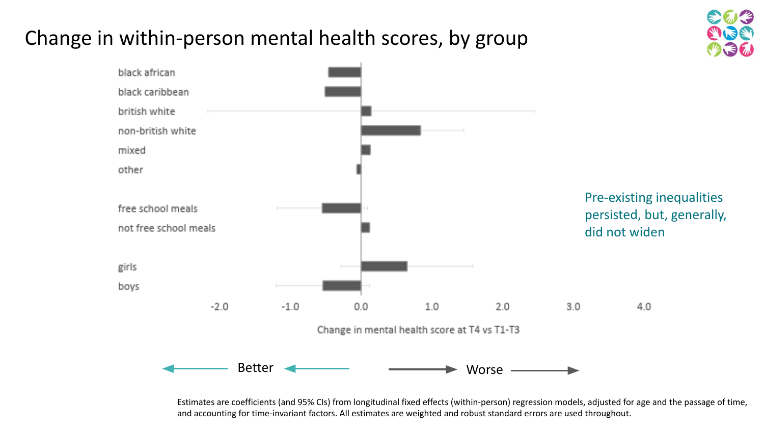# Change in within-person mental health scores, by group

black african

black caribbean

british white

non-british white

mixed

other

free school meals

not free school meals

girls

boys

-2.0 -1.0 0.0 1.0 2.0 3.0 4.0

Change in mental health score at T4 vs T1-T3

Better — Worse

Pre-existing inequalities persisted, but, generally, did not widen

Estimates are coefficients (and 95% CIs) from longitudinal fixed effects (within-person) regression models, adjusted for age and the passage of time, and accounting for time-invariant factors. All estimates are weighted and robust standard errors are used throughout.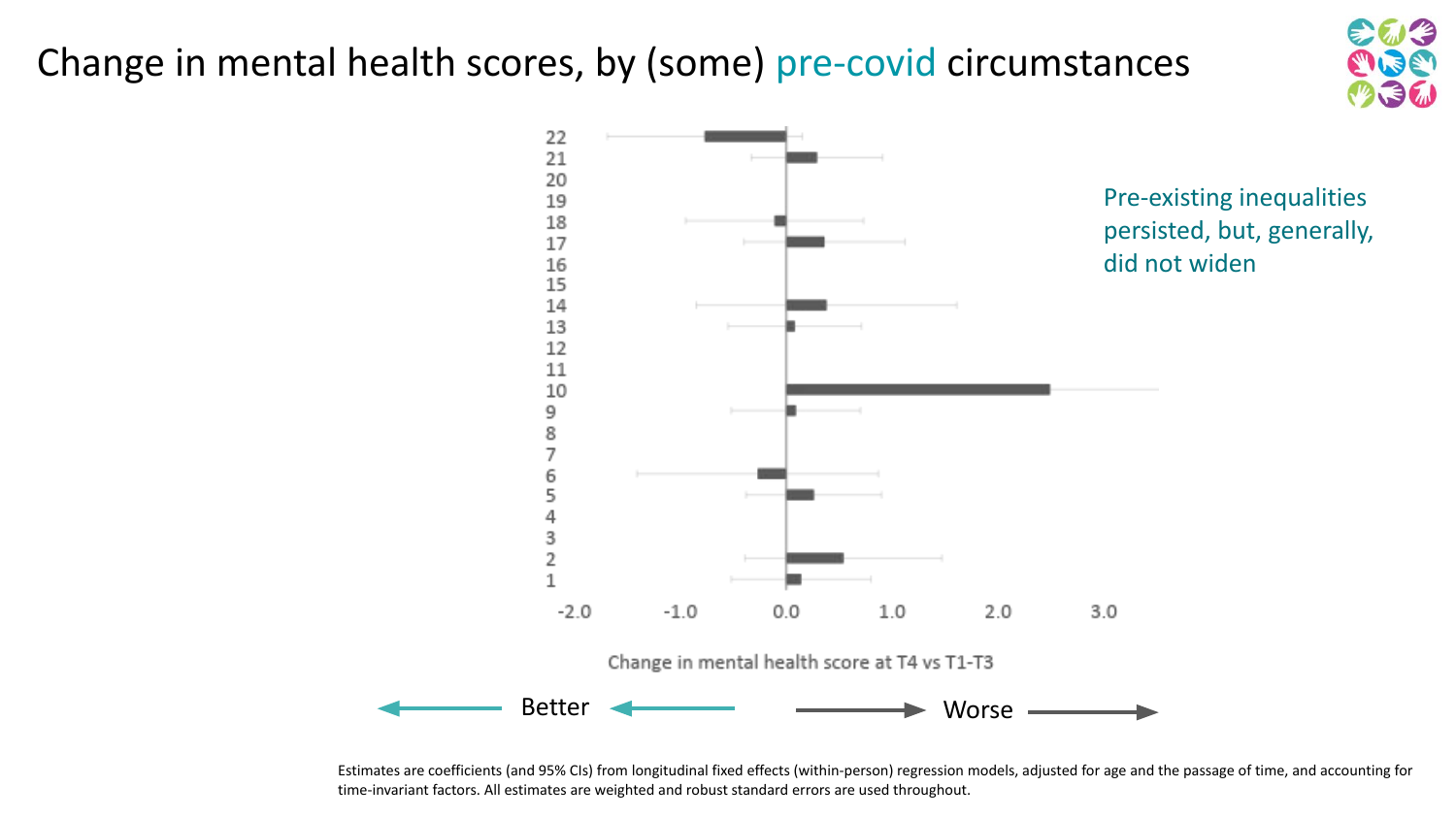# Change in mental health scores, by (some) pre-covid circumstances

Pre-existing inequalities persisted, but, generally, did not widen

Change in mental health score at T4 vs T1-T3

Better ← → Worse

Estimates are coefficients (and 95% CIs) from longitudinal fixed effects (within-person) regression models, adjusted for age and the passage of time, and accounting for time-invariant factors. All estimates are weighted and robust standard errors are used throughout.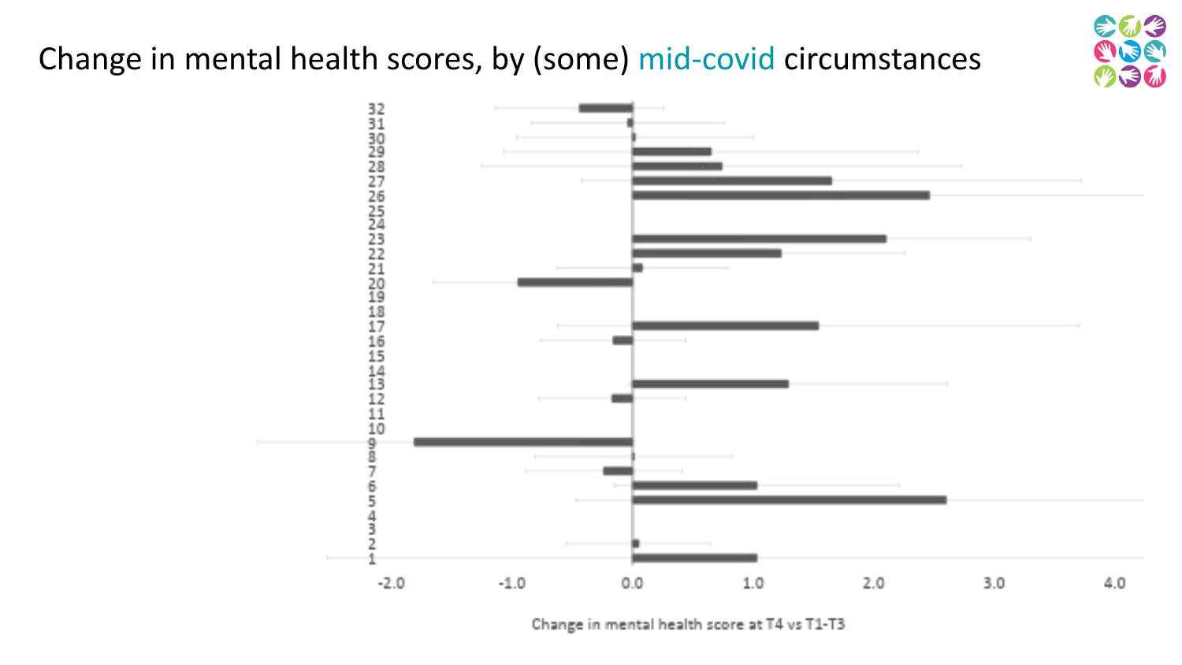# Change in mental health scores, by (some) mid-covid circumstances

| Circumstance | Change in mental health score at T4 vs T1-T3 (approx.) |
|---|---|
| 32 | -0.45 |
| 31 | -0.05 |
| 30 | 0.02 |
| 29 | 0.65 |
| 28 | 0.74 |
| 27 | 1.65 |
| 26 | 2.46 |
| 25 | |
| 24 | |
| 23 | 2.1 |
| 22 | 1.23 |
| 21 | 0.08 |
| 20 | -0.95 |
| 19 | |
| 18 | |
| 17 | 1.55 |
| 16 | -0.17 |
| 15 | |
| 14 | |
| 13 | 1.3 |
| 12 | -0.18 |
| 11 | |
| 10 | |
| 9 | -1.82 |
| 8 | 0.01 |
| 7 | -0.24 |
| 6 | 1.03 |
| 5 | 2.6 |
| 4 | |
| 3 | |
| 2 | 0.05 |
| 1 | 1.03 |

Change in mental health score at T4 vs T1-T3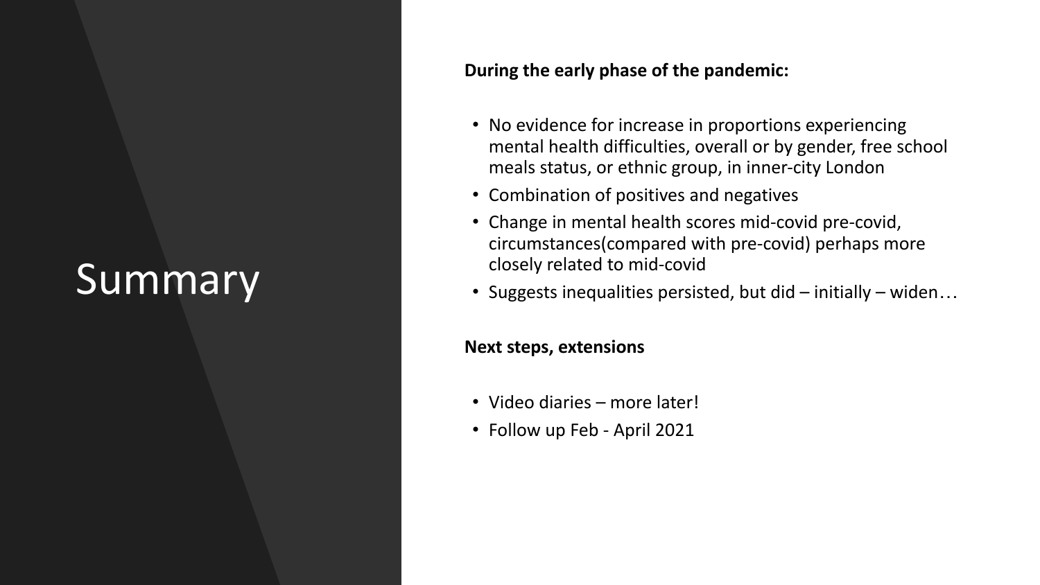# Summary

**During the early phase of the pandemic:**

- No evidence for increase in proportions experiencing mental health difficulties, overall or by gender, free school meals status, or ethnic group, in inner-city London
- Combination of positives and negatives
- Change in mental health scores mid-covid pre-covid, circumstances(compared with pre-covid) perhaps more closely related to mid-covid
- Suggests inequalities persisted, but did – initially – widen…

**Next steps, extensions**

- Video diaries – more later!
- Follow up Feb - April 2021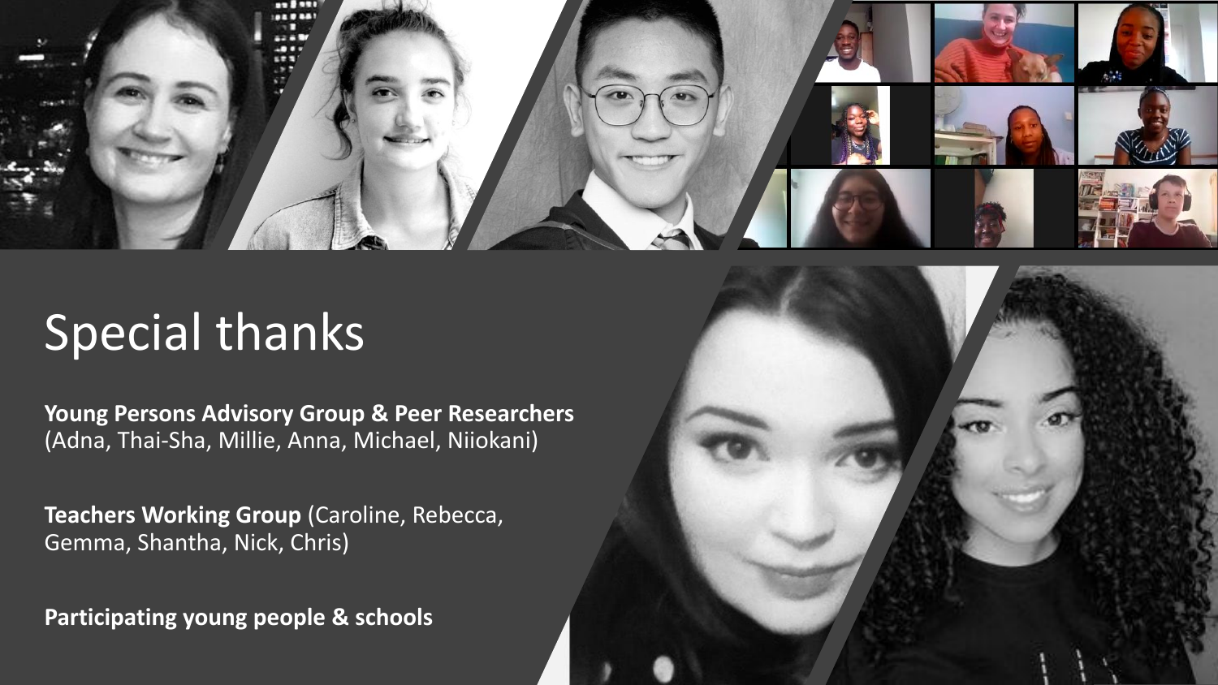# Special thanks

**Young Persons Advisory Group & Peer Researchers** (Adna, Thai-Sha, Millie, Anna, Michael, Niiokani)

**Teachers Working Group** (Caroline, Rebecca, Gemma, Shantha, Nick, Chris)

**Participating young people & schools**